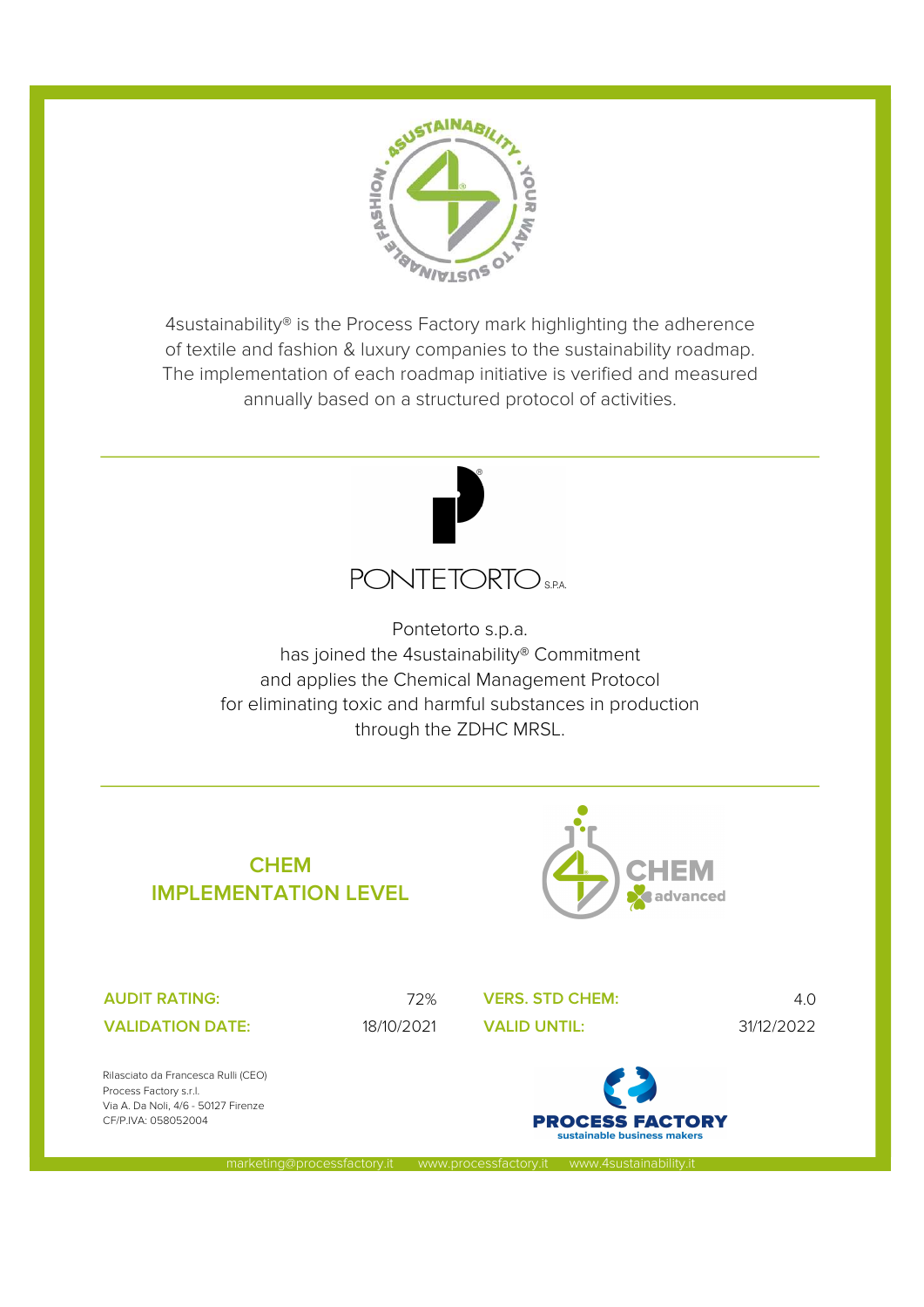4sustainability® is the Process Factory mark highlighting the adherence of textile and fashion & luxury companies to the sustainability roadmap. The implementation of each roadmap initiative is verified and measured annually based on a structured protocol of activities.

PONTETORTO S.P.A.

Pontetorto s.p.a.
has joined the 4sustainability® Commitment
and applies the Chemical Management Protocol
for eliminating toxic and harmful substances in production
through the ZDHC MRSL.

## CHEM IMPLEMENTATION LEVEL

CHEM advanced

| | | | |
|---|---|---|---|
| **AUDIT RATING:** | 72% | **VERS. STD CHEM:** | 4.0 |
| **VALIDATION DATE:** | 18/10/2021 | **VALID UNTIL:** | 31/12/2022 |

Rilasciato da Francesca Rulli (CEO)
Process Factory s.r.l.
Via A. Da Noli, 4/6 - 50127 Firenze
CF/P.IVA: 058052004

PROCESS FACTORY
sustainable business makers

marketing@processfactory.it www.processfactory.it www.4sustainability.it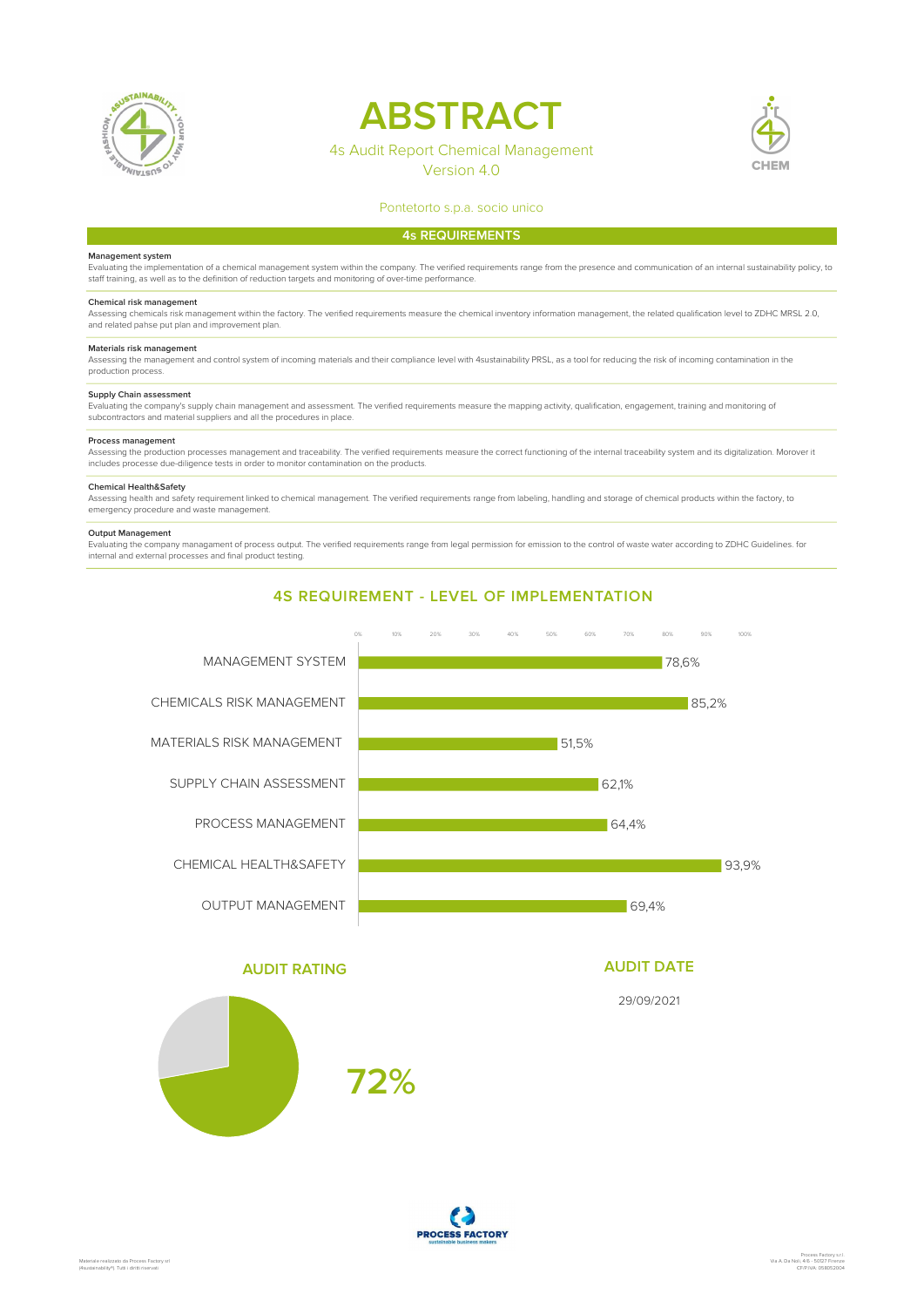# ABSTRACT

4s Audit Report Chemical Management
Version 4.0

Pontetorto s.p.a. socio unico

## 4s REQUIREMENTS

**Management system**
Evaluating the implementation of a chemical management system within the company. The verified requirements range from the presence and communication of an internal sustainability policy, to staff training, as well as to the definition of reduction targets and monitoring of over-time performance.

**Chemical risk management**
Assessing chemicals risk management within the factory. The verified requirements measure the chemical inventory information management, the related qualification level to ZDHC MRSL 2.0, and related pahse put plan and improvement plan.

**Materials risk management**
Assessing the management and control system of incoming materials and their compliance level with 4sustainability PRSL, as a tool for reducing the risk of incoming contamination in the production process.

**Supply Chain assessment**
Evaluating the company's supply chain management and assessment. The verified requirements measure the mapping activity, qualification, engagement, training and monitoring of subcontractors and material suppliers and all the procedures in place.

**Process management**
Assessing the production processes management and traceability. The verified requirements measure the correct functioning of the internal traceability system and its digitalization. Morover it includes processe due-diligence tests in order to monitor contamination on the products.

**Chemical Health&Safety**
Assessing health and safety requirement linked to chemical management. The verified requirements range from labeling, handling and storage of chemical products within the factory, to emergency procedure and waste management.

**Output Management**
Evaluating the company managament of process output. The verified requirements range from legal permission for emission to the control of waste water according to ZDHC Guidelines. for internal and external processes and final product testing.

## 4S REQUIREMENT - LEVEL OF IMPLEMENTATION

| Requirement | Level of implementation |
|---|---|
| MANAGEMENT SYSTEM | 78,6% |
| CHEMICALS RISK MANAGEMENT | 85,2% |
| MATERIALS RISK MANAGEMENT | 51,5% |
| SUPPLY CHAIN ASSESSMENT | 62,1% |
| PROCESS MANAGEMENT | 64,4% |
| CHEMICAL HEALTH&SAFETY | 93,9% |
| OUTPUT MANAGEMENT | 69,4% |

## AUDIT RATING

72%

## AUDIT DATE

29/09/2021

PROCESS FACTORY
sustainable business makers

Materiale realizzato da Process Factory srl (4sustainability®) Tutti i diritti riservati

Process Factory s.r.l.
Via A. Da Noli, 4/6 - 50127 Firenze
CF/P.IVA: 05805200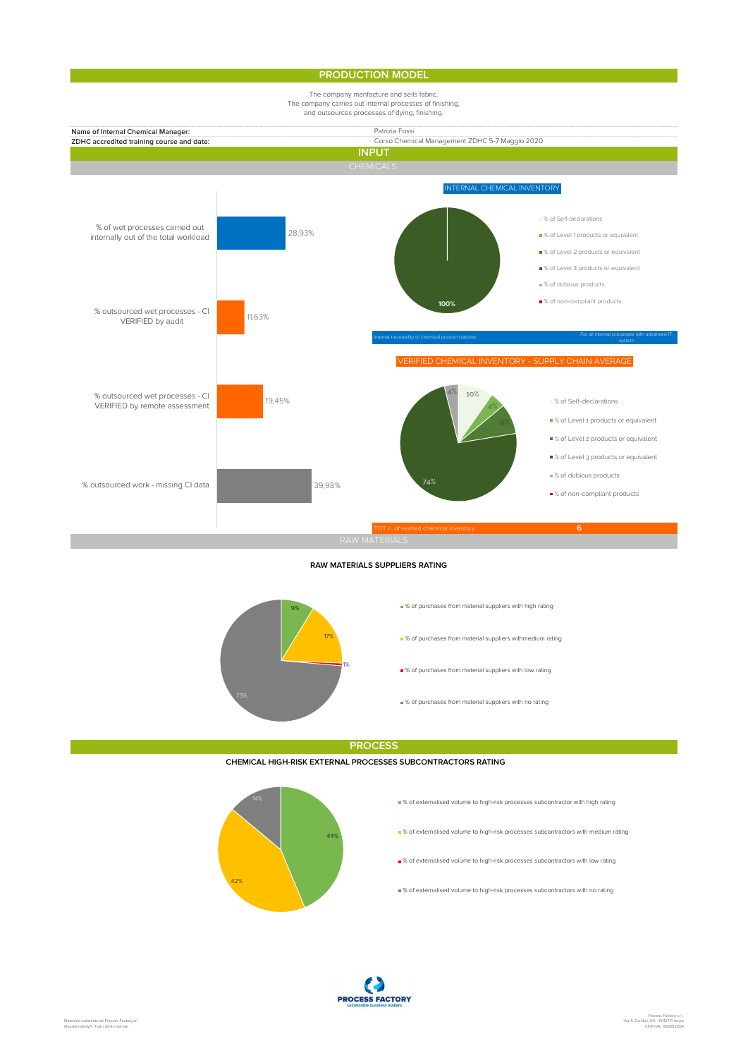## PRODUCTION MODEL

The company manfacture and sells fabric.
The company carries out internal processes of finishing,
and outsources processes of dying, finishing.

| | |
|---|---|
| **Name of Internal Chemical Manager:** | Patrizia Fossi |
| **ZDHC accredited training course and date:** | Corso Chemical Management ZDHC 5-7 Maggio 2020 |

## INPUT

### CHEMICALS

| | |
|---|---|
| % of wet processes carried out internally out of the total workload | 28,93% |
| % outsourced wet processes - CI VERIFIED by audit | 11,63% |
| % outsourced wet processes - CI VERIFIED by remote assessment | 19,45% |
| % outsourced work - missing CI data | 39,98% |

**INTERNAL CHEMICAL INVENTORY**

- % of Self-declarations
- % of Level 1 products or equivalent
- % of Level 2 products or equivalent
- % of Level 3 products or equivalent: 100%
- % of dubious products
- % of non-compliant products

Internal traceability of chemical product batches: For all internal processes with advanced IT system

**VERIFIED CHEMICAL INVENTORY - SUPPLY CHAIN AVERAGE**

- % of Self-declarations: 10%
- % of Level 1 products or equivalent: 4%
- % of Level 2 products or equivalent: 8%
- % of Level 3 products or equivalent: 74%
- % of dubious products: 4%
- % of non-compliant products

TOT n. of verified chemical inventory: 6

### RAW MATERIALS

**RAW MATERIALS SUPPLIERS RATING**

- % of purchases from material suppliers with high rating: 9%
- % of purchases from material suppliers withmedium rating: 17%
- % of purchases from material suppliers with low rating: 1%
- % of purchases from material suppliers with no rating: 73%

## PROCESS

**CHEMICAL HIGH-RISK EXTERNAL PROCESSES SUBCONTRACTORS RATING**

- % of externalised volume to high-risk processes subcontractor with high rating: 44%
- % of externalised volume to high-risk processes subcontractors with medium rating: 42%
- % of externalised volume to high-risk processes subcontractors with low rating
- % of externalised volume to high-risk processes subcontractors with no rating: 14%

PROCESS FACTORY
sustainable business makers

Materiale realizzato da Process Factory srl (4sustainability®) Tutti i diritti riservati

Process Factory s.r.l.
Via A. Da Noli, 4/6 - 50127 Firenze
CF/P.IVA 058052004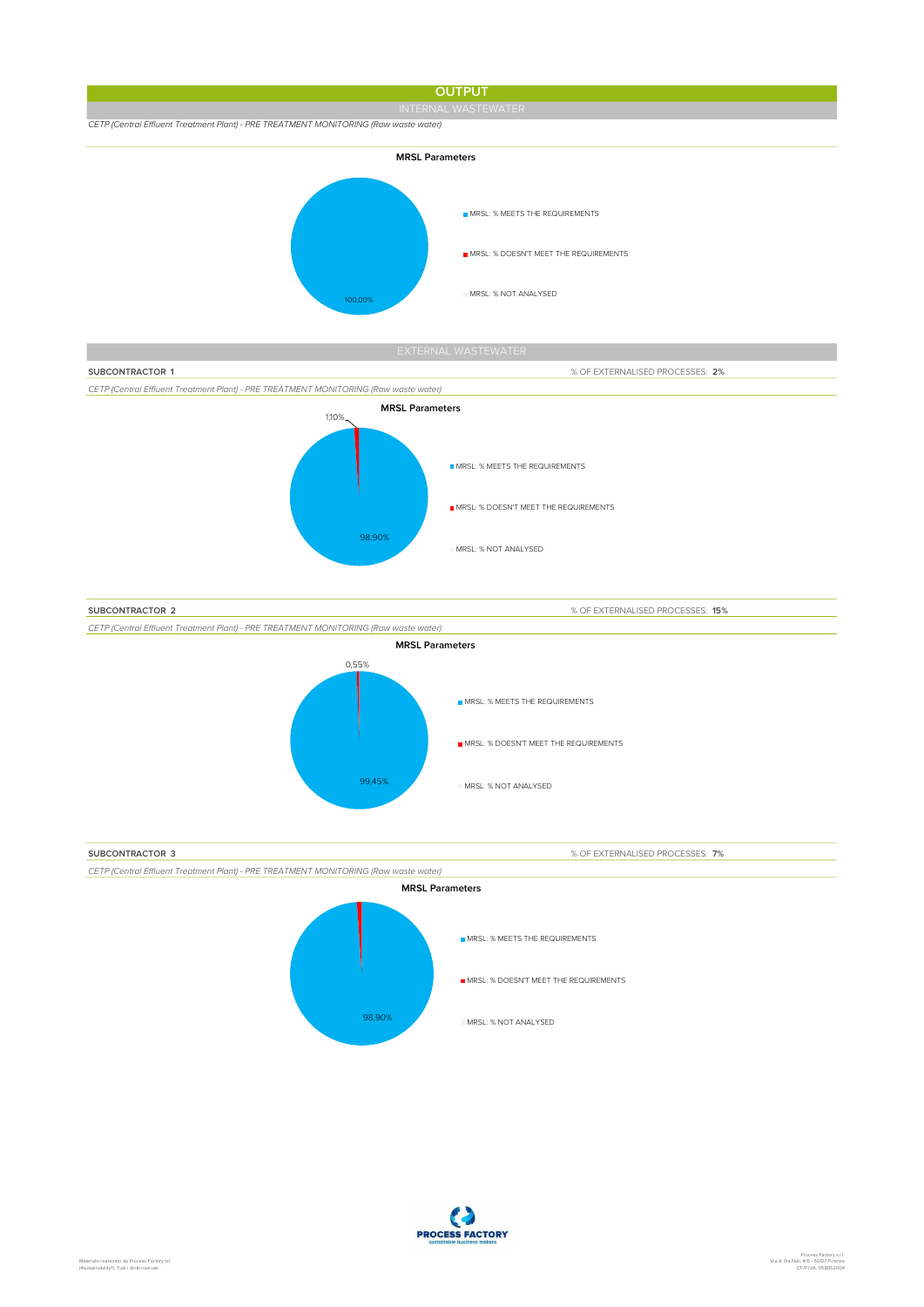# OUTPUT

## INTERNAL WASTEWATER

*CETP (Central Effluent Treatment Plant) - PRE TREATMENT MONITORING (Raw waste water)*

**MRSL Parameters**

- MRSL: % MEETS THE REQUIREMENTS
- MRSL: % DOESN'T MEET THE REQUIREMENTS
- MRSL: % NOT ANALYSED

100,00%

## EXTERNAL WASTEWATER

**SUBCONTRACTOR 1** — % OF EXTERNALISED PROCESSES: **2%**

*CETP (Central Effluent Treatment Plant) - PRE TREATMENT MONITORING (Raw waste water)*

**MRSL Parameters**

- MRSL: % MEETS THE REQUIREMENTS
- MRSL: % DOESN'T MEET THE REQUIREMENTS
- MRSL: % NOT ANALYSED

1,10%

98,90%

**SUBCONTRACTOR 2** — % OF EXTERNALISED PROCESSES: **15%**

*CETP (Central Effluent Treatment Plant) - PRE TREATMENT MONITORING (Raw waste water)*

**MRSL Parameters**

- MRSL: % MEETS THE REQUIREMENTS
- MRSL: % DOESN'T MEET THE REQUIREMENTS
- MRSL: % NOT ANALYSED

0,55%

99,45%

**SUBCONTRACTOR 3** — % OF EXTERNALISED PROCESSES: **7%**

*CETP (Central Effluent Treatment Plant) - PRE TREATMENT MONITORING (Raw waste water)*

**MRSL Parameters**

- MRSL: % MEETS THE REQUIREMENTS
- MRSL: % DOESN'T MEET THE REQUIREMENTS
- MRSL: % NOT ANALYSED

98,90%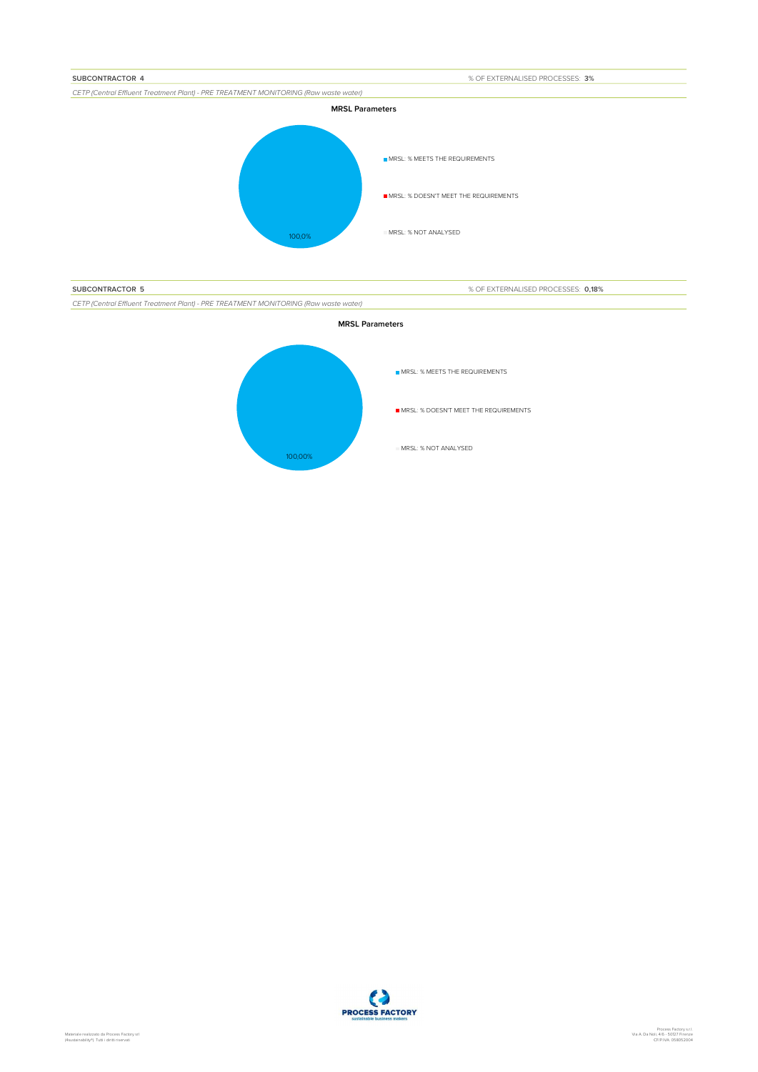**SUBCONTRACTOR 4**

% OF EXTERNALISED PROCESSES: **3%**

*CETP (Central Effluent Treatment Plant) - PRE TREATMENT MONITORING (Raw waste water)*

**MRSL Parameters**

100,0%

MRSL: % MEETS THE REQUIREMENTS

MRSL: % DOESN'T MEET THE REQUIREMENTS

MRSL: % NOT ANALYSED

**SUBCONTRACTOR 5**

% OF EXTERNALISED PROCESSES: **0,18%**

*CETP (Central Effluent Treatment Plant) - PRE TREATMENT MONITORING (Raw waste water)*

**MRSL Parameters**

100,00%

MRSL: % MEETS THE REQUIREMENTS

MRSL: % DOESN'T MEET THE REQUIREMENTS

MRSL: % NOT ANALYSED